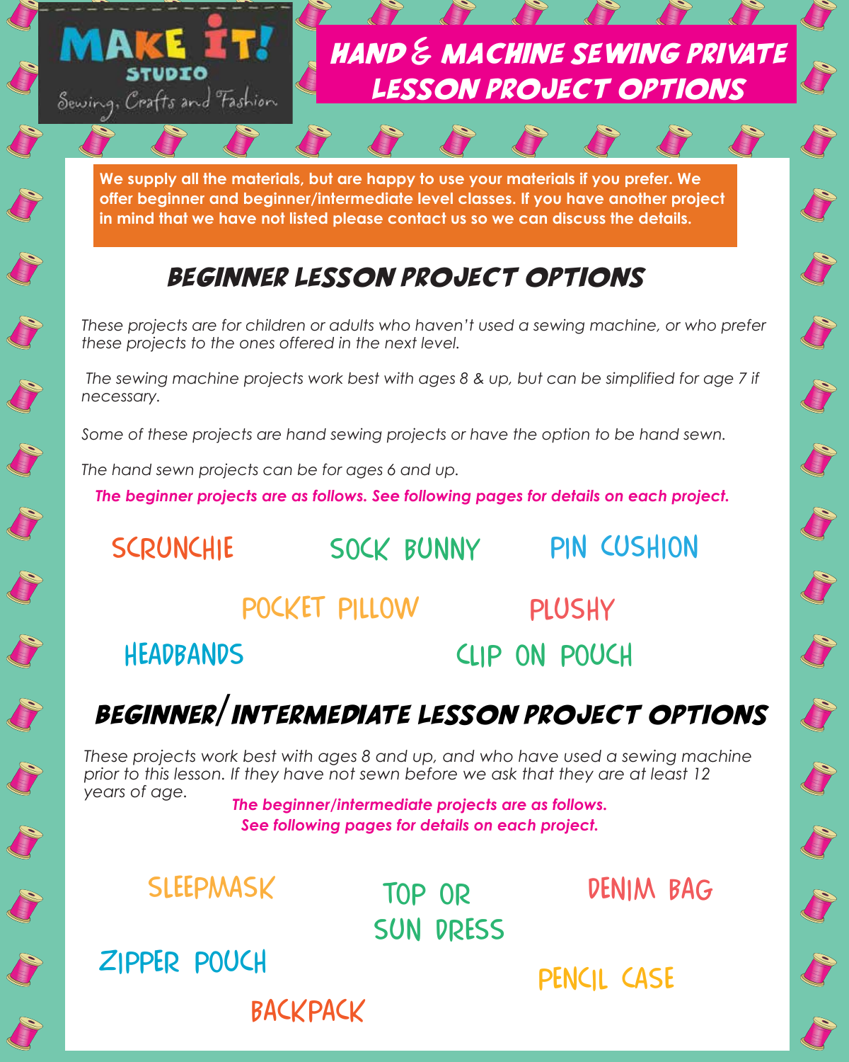MAKE IT! STUDIO

Sewing, Crafts and Fashion

# HAND & MACHINE SEWING PRIVATE LESSON PROJECT OPTIONS

**We supply all the materials, but are happy to use your materials if you prefer. We offer beginner and beginner/intermediate level classes. If you have another project in mind that we have not listed please contact us so we can discuss the details.**

## BEGINNER LESSON PROJECT OPTIONS

*These projects are for children or adults who haven't used a sewing machine, or who prefer these projects to the ones offered in the next level.*

*The sewing machine projects work best with ages 8 & up, but can be simplified for age 7 if necessary.*

*Some of these projects are hand sewing projects or have the option to be hand sewn.*

*The hand sewn projects can be for ages 6 and up.*

***The beginner projects are as follows. See following pages for details on each project.***

- SCRUNCHIE
- SOCK BUNNY
- PIN CUSHION
- POCKET PILLOW
- PLUSHY
- HEADBANDS
- CLIP ON POUCH

## BEGINNER/INTERMEDIATE LESSON PROJECT OPTIONS

*These projects work best with ages 8 and up, and who have used a sewing machine prior to this lesson. If they have not sewn before we ask that they are at least 12 years of age.*

***The beginner/intermediate projects are as follows. See following pages for details on each project.***

- SLEEPMASK
- TOP OR SUN DRESS
- DENIM BAG
- ZIPPER POUCH
- PENCIL CASE
- BACKPACK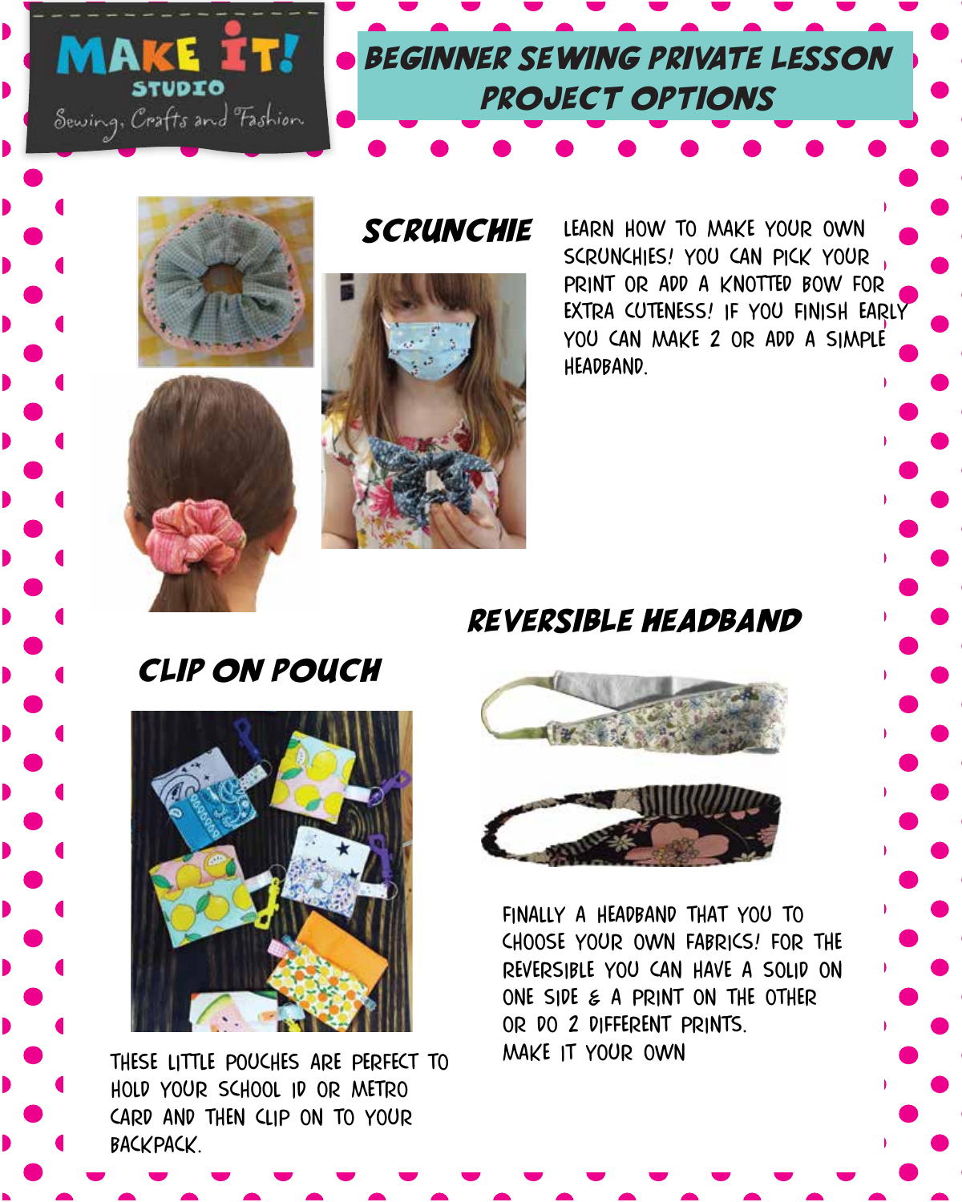MAKE IT! STUDIO

Sewing, Crafts and Fashion

# BEGINNER SEWING PRIVATE LESSON PROJECT OPTIONS

## SCRUNCHIE

LEARN HOW TO MAKE YOUR OWN SCRUNCHIES! YOU CAN PICK YOUR PRINT OR ADD A KNOTTED BOW FOR EXTRA CUTENESS! IF YOU FINISH EARLY YOU CAN MAKE 2 OR ADD A SIMPLE HEADBAND.

## REVERSIBLE HEADBAND

FINALLY A HEADBAND THAT YOU TO CHOOSE YOUR OWN FABRICS! FOR THE REVERSIBLE YOU CAN HAVE A SOLID ON ONE SIDE & A PRINT ON THE OTHER OR DO 2 DIFFERENT PRINTS.
MAKE IT YOUR OWN

## CLIP ON POUCH

THESE LITTLE POUCHES ARE PERFECT TO HOLD YOUR SCHOOL ID OR METRO CARD AND THEN CLIP ON TO YOUR BACKPACK.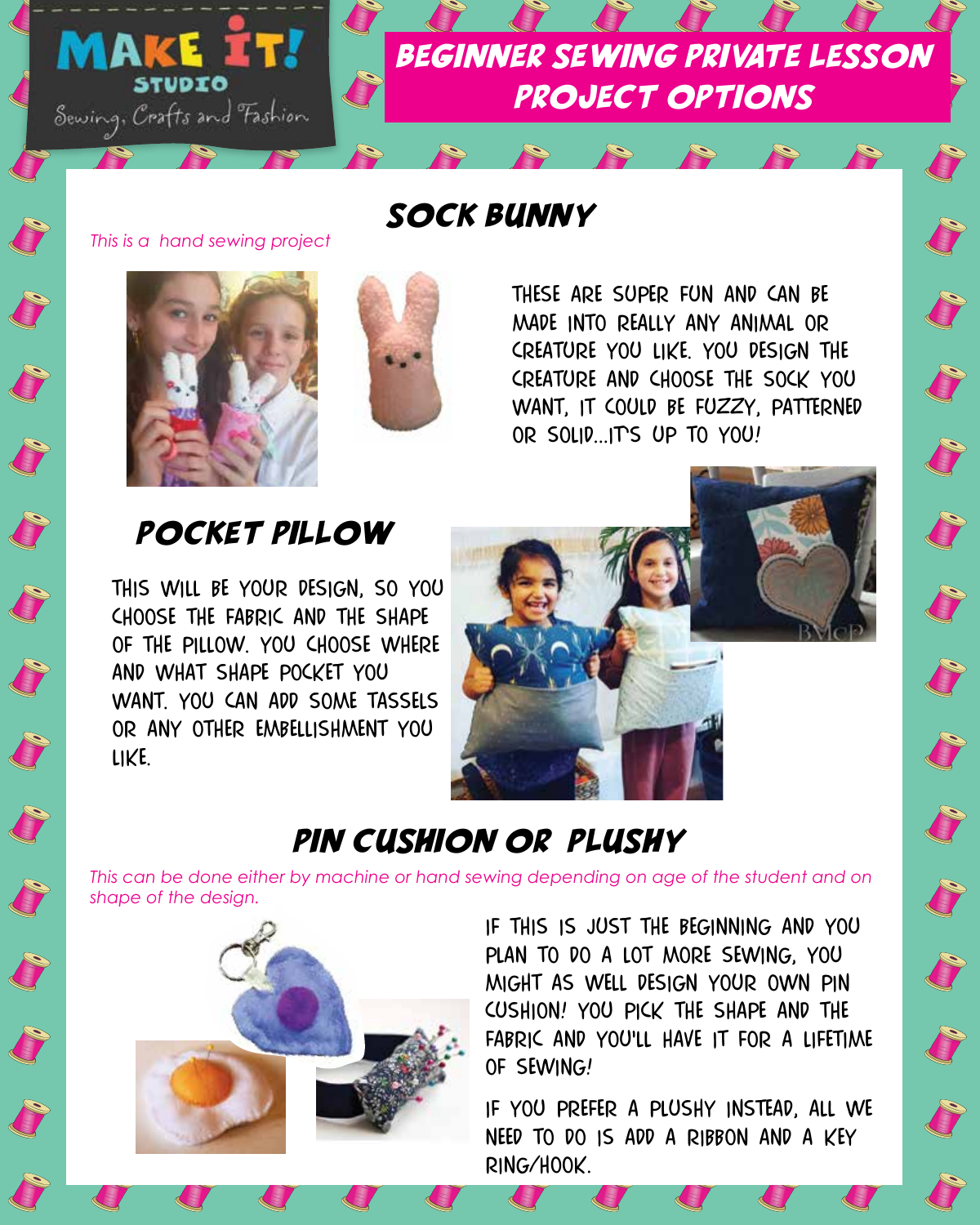MAKE IT! STUDIO

Sewing, Crafts and Fashion

# BEGINNER SEWING PRIVATE LESSON PROJECT OPTIONS

## SOCK BUNNY

*This is a hand sewing project*

THESE ARE SUPER FUN AND CAN BE MADE INTO REALLY ANY ANIMAL OR CREATURE YOU LIKE. YOU DESIGN THE CREATURE AND CHOOSE THE SOCK YOU WANT, IT COULD BE FUZZY, PATTERNED OR SOLID...IT'S UP TO YOU!

## POCKET PILLOW

THIS WILL BE YOUR DESIGN, SO YOU CHOOSE THE FABRIC AND THE SHAPE OF THE PILLOW. YOU CHOOSE WHERE AND WHAT SHAPE POCKET YOU WANT. YOU CAN ADD SOME TASSELS OR ANY OTHER EMBELLISHMENT YOU LIKE.

## PIN CUSHION OR PLUSHY

*This can be done either by machine or hand sewing depending on age of the student and on shape of the design.*

IF THIS IS JUST THE BEGINNING AND YOU PLAN TO DO A LOT MORE SEWING, YOU MIGHT AS WELL DESIGN YOUR OWN PIN CUSHION! YOU PICK THE SHAPE AND THE FABRIC AND YOU'LL HAVE IT FOR A LIFETIME OF SEWING!

IF YOU PREFER A PLUSHY INSTEAD, ALL WE NEED TO DO IS ADD A RIBBON AND A KEY RING/HOOK.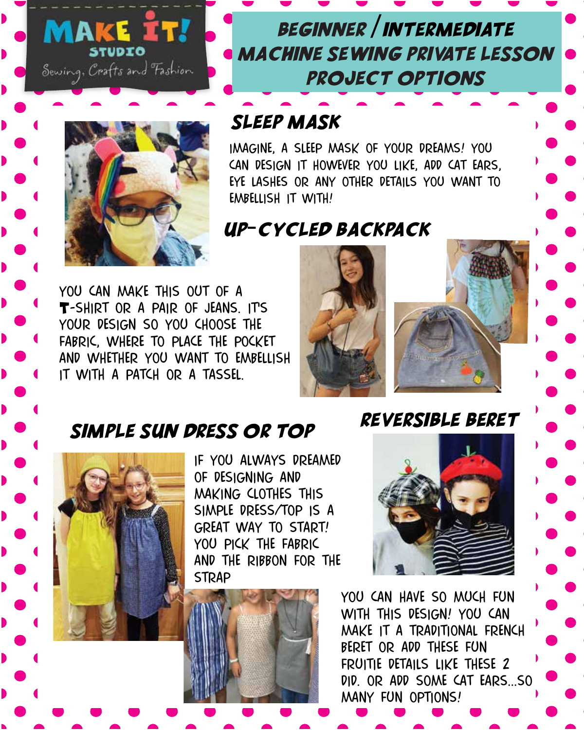MAKE IT! STUDIO

Sewing, Crafts and Fashion

# BEGINNER / INTERMEDIATE MACHINE SEWING PRIVATE LESSON PROJECT OPTIONS

## SLEEP MASK

IMAGINE, A SLEEP MASK OF YOUR DREAMS! YOU CAN DESIGN IT HOWEVER YOU LIKE, ADD CAT EARS, EYE LASHES OR ANY OTHER DETAILS YOU WANT TO EMBELLISH IT WITH!

## UP-CYCLED BACKPACK

YOU CAN MAKE THIS OUT OF A T-SHIRT OR A PAIR OF JEANS. IT'S YOUR DESIGN SO YOU CHOOSE THE FABRIC, WHERE TO PLACE THE POCKET AND WHETHER YOU WANT TO EMBELLISH IT WITH A PATCH OR A TASSEL.

## SIMPLE SUN DRESS OR TOP

IF YOU ALWAYS DREAMED OF DESIGNING AND MAKING CLOTHES THIS SIMPLE DRESS/TOP IS A GREAT WAY TO START! YOU PICK THE FABRIC AND THE RIBBON FOR THE STRAP

## REVERSIBLE BERET

YOU CAN HAVE SO MUCH FUN WITH THIS DESIGN! YOU CAN MAKE IT A TRADITIONAL FRENCH BERET OR ADD THESE FUN FRUITIE DETAILS LIKE THESE 2 DID. OR ADD SOME CAT EARS...SO MANY FUN OPTIONS!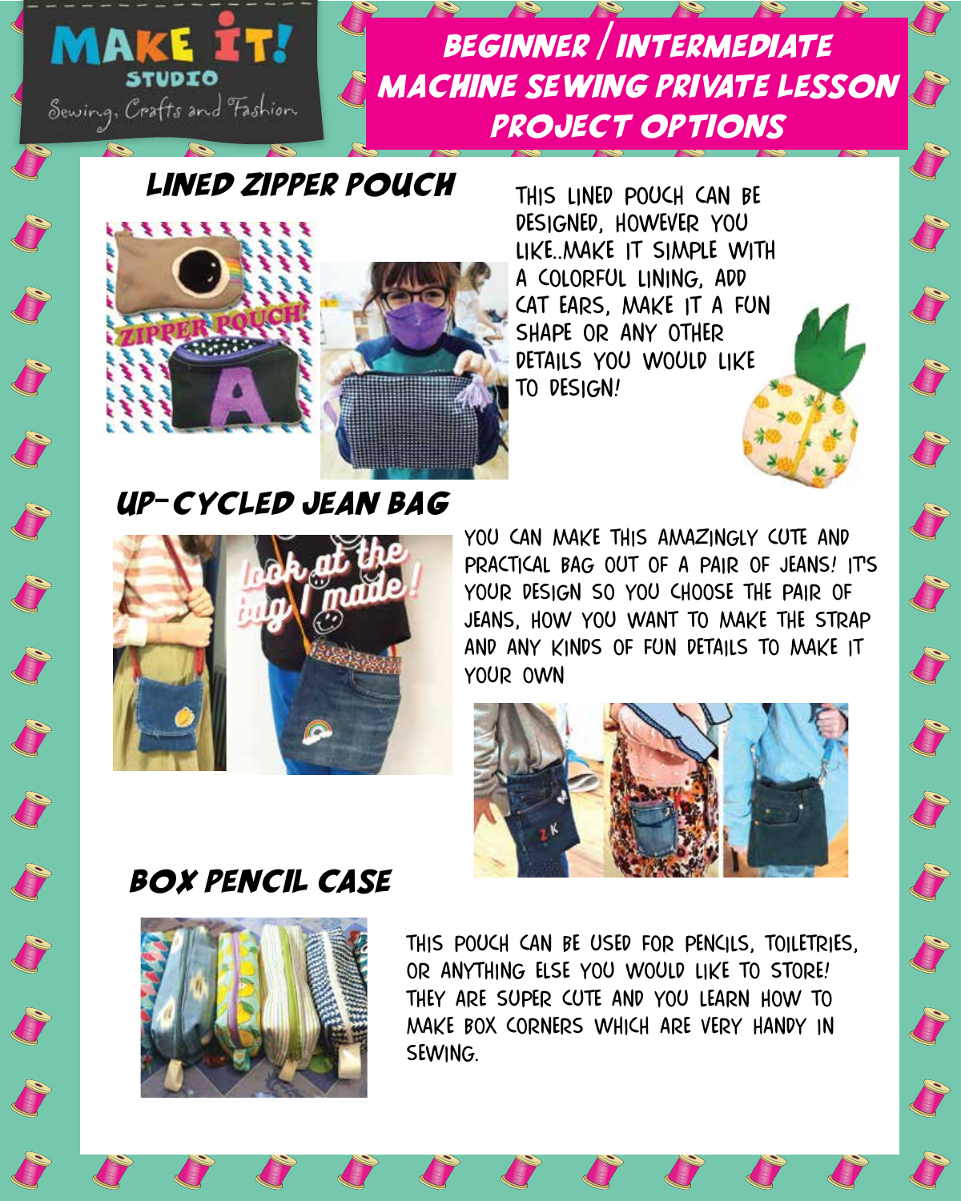MAKE IT! STUDIO

Sewing, Crafts and Fashion

# BEGINNER / INTERMEDIATE MACHINE SEWING PRIVATE LESSON PROJECT OPTIONS

## LINED ZIPPER POUCH

THIS LINED POUCH CAN BE DESIGNED, HOWEVER YOU LIKE..MAKE IT SIMPLE WITH A COLORFUL LINING, ADD CAT EARS, MAKE IT A FUN SHAPE OR ANY OTHER DETAILS YOU WOULD LIKE TO DESIGN!

## UP-CYCLED JEAN BAG

YOU CAN MAKE THIS AMAZINGLY CUTE AND PRACTICAL BAG OUT OF A PAIR OF JEANS! IT'S YOUR DESIGN SO YOU CHOOSE THE PAIR OF JEANS, HOW YOU WANT TO MAKE THE STRAP AND ANY KINDS OF FUN DETAILS TO MAKE IT YOUR OWN

## BOX PENCIL CASE

THIS POUCH CAN BE USED FOR PENCILS, TOILETRIES, OR ANYTHING ELSE YOU WOULD LIKE TO STORE! THEY ARE SUPER CUTE AND YOU LEARN HOW TO MAKE BOX CORNERS WHICH ARE VERY HANDY IN SEWING.